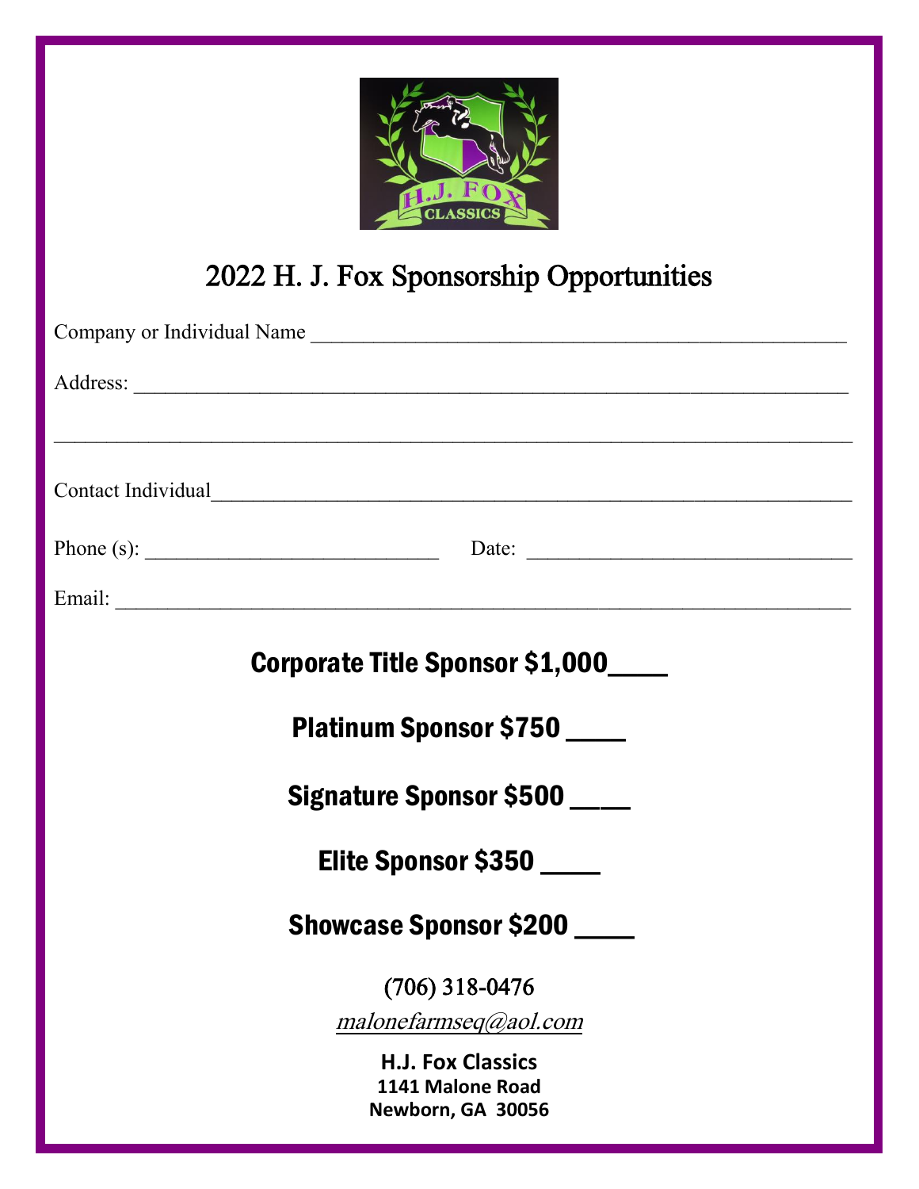# 2022 H. J. Fox Sponsorship Opportunities

Company or Individual Name ___________________________________________________

Address: _____________________________________________________________________

______________________________________________________________________________

Contact Individual____________________________________________________________

Phone (s): ____________________________ Date: _______________________________

Email: _______________________________________________________________________

**Corporate Title Sponsor $1,000____**

**Platinum Sponsor $750 ____**

**Signature Sponsor $500 ____**

**Elite Sponsor $350 ____**

**Showcase Sponsor $200 ____**

(706) 318-0476

*malonefarmseq@aol.com*

**H.J. Fox Classics**
**1141 Malone Road**
**Newborn, GA 30056**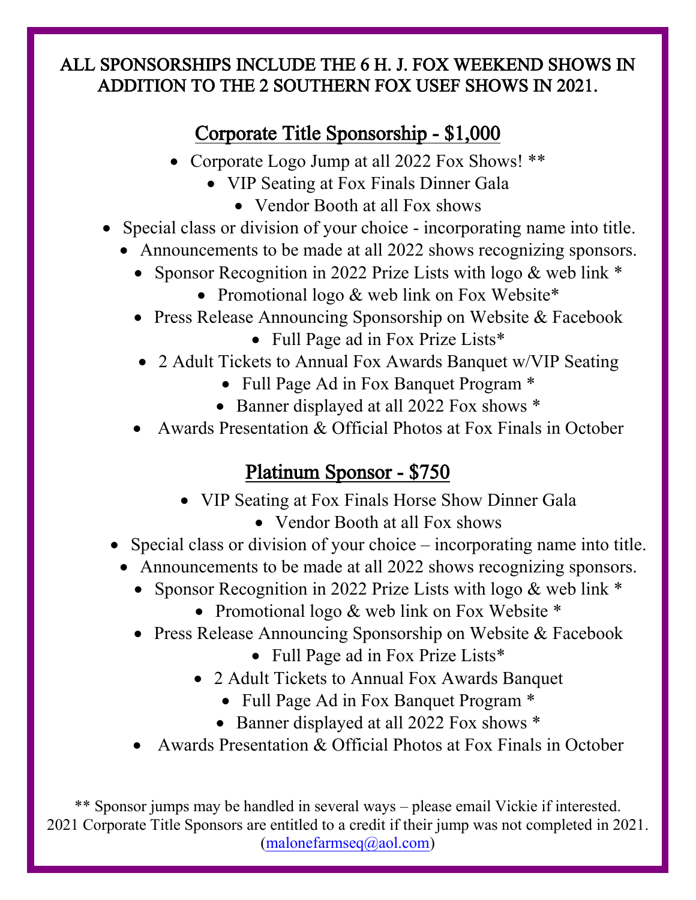**ALL SPONSORSHIPS INCLUDE THE 6 H. J. FOX WEEKEND SHOWS IN ADDITION TO THE 2 SOUTHERN FOX USEF SHOWS IN 2021.**

## Corporate Title Sponsorship - $1,000

- Corporate Logo Jump at all 2022 Fox Shows! **
- VIP Seating at Fox Finals Dinner Gala
- Vendor Booth at all Fox shows
- Special class or division of your choice - incorporating name into title.
- Announcements to be made at all 2022 shows recognizing sponsors.
- Sponsor Recognition in 2022 Prize Lists with logo & web link *
- Promotional logo & web link on Fox Website*
- Press Release Announcing Sponsorship on Website & Facebook
- Full Page ad in Fox Prize Lists*
- 2 Adult Tickets to Annual Fox Awards Banquet w/VIP Seating
- Full Page Ad in Fox Banquet Program *
- Banner displayed at all 2022 Fox shows *
- Awards Presentation & Official Photos at Fox Finals in October

## Platinum Sponsor - $750

- VIP Seating at Fox Finals Horse Show Dinner Gala
- Vendor Booth at all Fox shows
- Special class or division of your choice – incorporating name into title.
- Announcements to be made at all 2022 shows recognizing sponsors.
- Sponsor Recognition in 2022 Prize Lists with logo & web link *
- Promotional logo & web link on Fox Website *
- Press Release Announcing Sponsorship on Website & Facebook
- Full Page ad in Fox Prize Lists*
- 2 Adult Tickets to Annual Fox Awards Banquet
- Full Page Ad in Fox Banquet Program *
- Banner displayed at all 2022 Fox shows *
- Awards Presentation & Official Photos at Fox Finals in October

** Sponsor jumps may be handled in several ways – please email Vickie if interested.
2021 Corporate Title Sponsors are entitled to a credit if their jump was not completed in 2021.
(malonefarmseq@aol.com)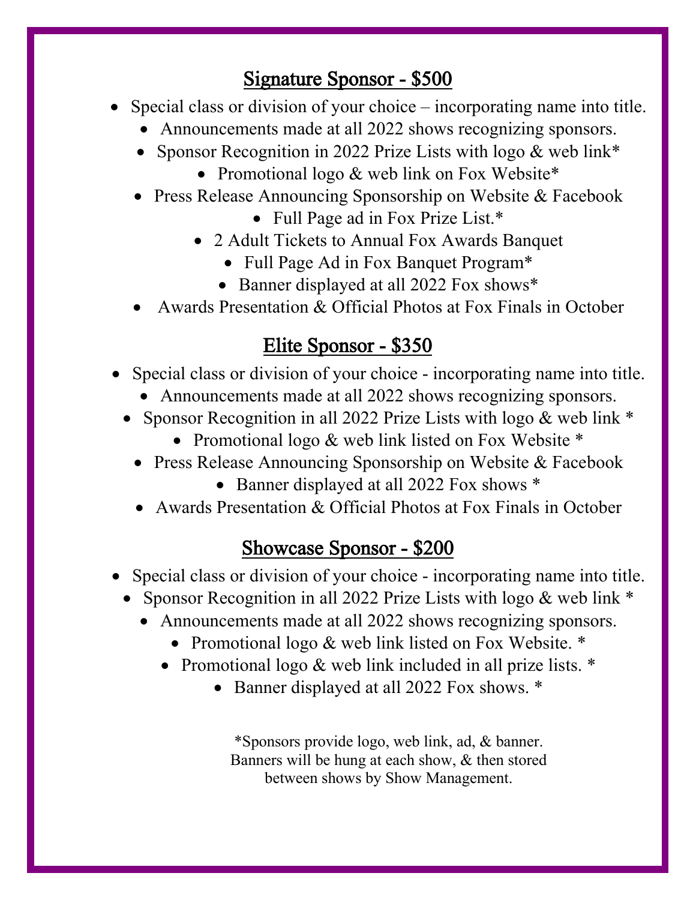## Signature Sponsor - $500

- Special class or division of your choice – incorporating name into title.
- Announcements made at all 2022 shows recognizing sponsors.
- Sponsor Recognition in 2022 Prize Lists with logo & web link*
- Promotional logo & web link on Fox Website*
- Press Release Announcing Sponsorship on Website & Facebook
- Full Page ad in Fox Prize List.*
- 2 Adult Tickets to Annual Fox Awards Banquet
- Full Page Ad in Fox Banquet Program*
- Banner displayed at all 2022 Fox shows*
- Awards Presentation & Official Photos at Fox Finals in October

## Elite Sponsor - $350

- Special class or division of your choice - incorporating name into title.
- Announcements made at all 2022 shows recognizing sponsors.
- Sponsor Recognition in all 2022 Prize Lists with logo & web link *
- Promotional logo & web link listed on Fox Website *
- Press Release Announcing Sponsorship on Website & Facebook
- Banner displayed at all 2022 Fox shows *
- Awards Presentation & Official Photos at Fox Finals in October

## Showcase Sponsor - $200

- Special class or division of your choice - incorporating name into title.
- Sponsor Recognition in all 2022 Prize Lists with logo & web link *
- Announcements made at all 2022 shows recognizing sponsors.
- Promotional logo & web link listed on Fox Website. *
- Promotional logo & web link included in all prize lists. *
- Banner displayed at all 2022 Fox shows. *

*Sponsors provide logo, web link, ad, & banner.
Banners will be hung at each show, & then stored
between shows by Show Management.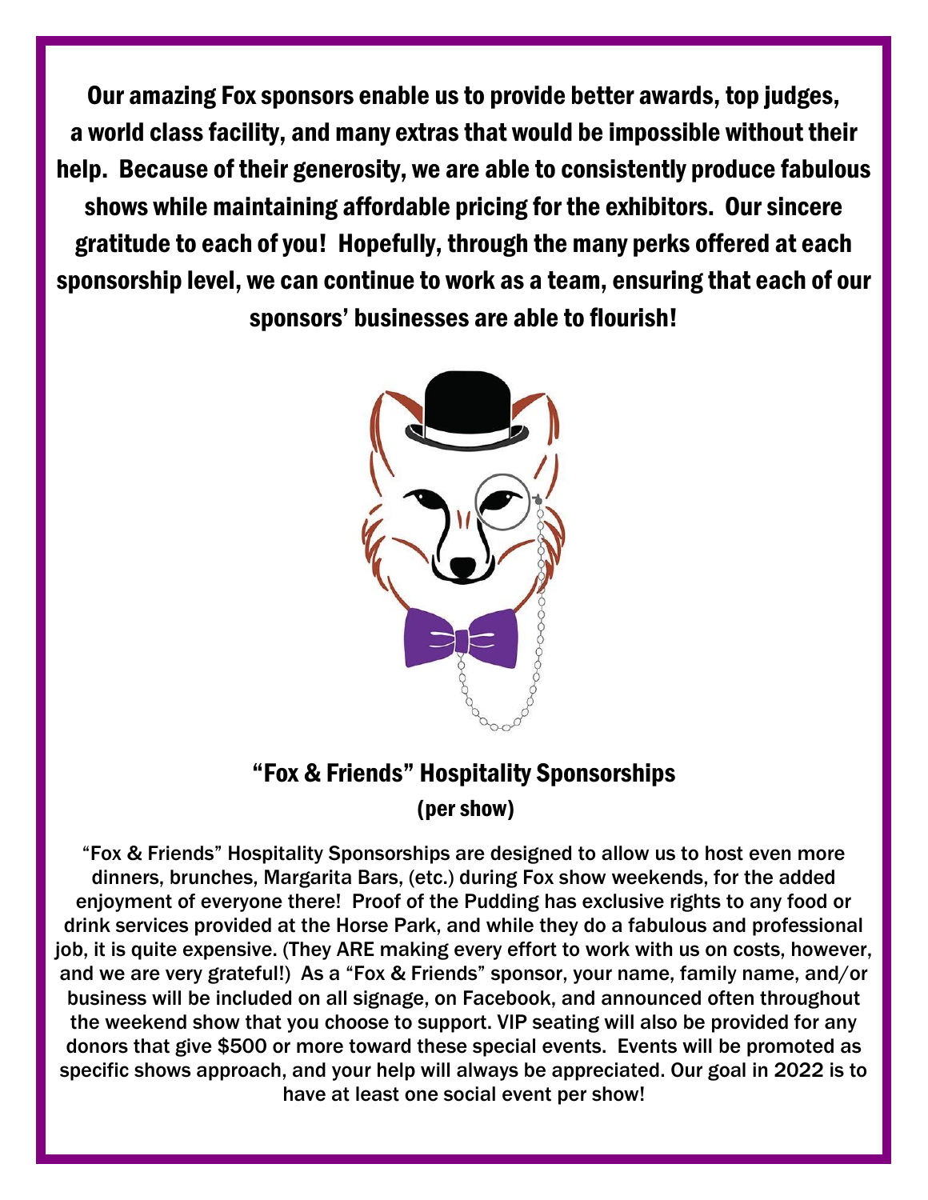**Our amazing Fox sponsors enable us to provide better awards, top judges, a world class facility, and many extras that would be impossible without their help. Because of their generosity, we are able to consistently produce fabulous shows while maintaining affordable pricing for the exhibitors. Our sincere gratitude to each of you! Hopefully, through the many perks offered at each sponsorship level, we can continue to work as a team, ensuring that each of our sponsors' businesses are able to flourish!**

## "Fox & Friends" Hospitality Sponsorships

### (per show)

"Fox & Friends" Hospitality Sponsorships are designed to allow us to host even more dinners, brunches, Margarita Bars, (etc.) during Fox show weekends, for the added enjoyment of everyone there! Proof of the Pudding has exclusive rights to any food or drink services provided at the Horse Park, and while they do a fabulous and professional job, it is quite expensive. (They ARE making every effort to work with us on costs, however, and we are very grateful!) As a "Fox & Friends" sponsor, your name, family name, and/or business will be included on all signage, on Facebook, and announced often throughout the weekend show that you choose to support. VIP seating will also be provided for any donors that give $500 or more toward these special events. Events will be promoted as specific shows approach, and your help will always be appreciated. Our goal in 2022 is to have at least one social event per show!